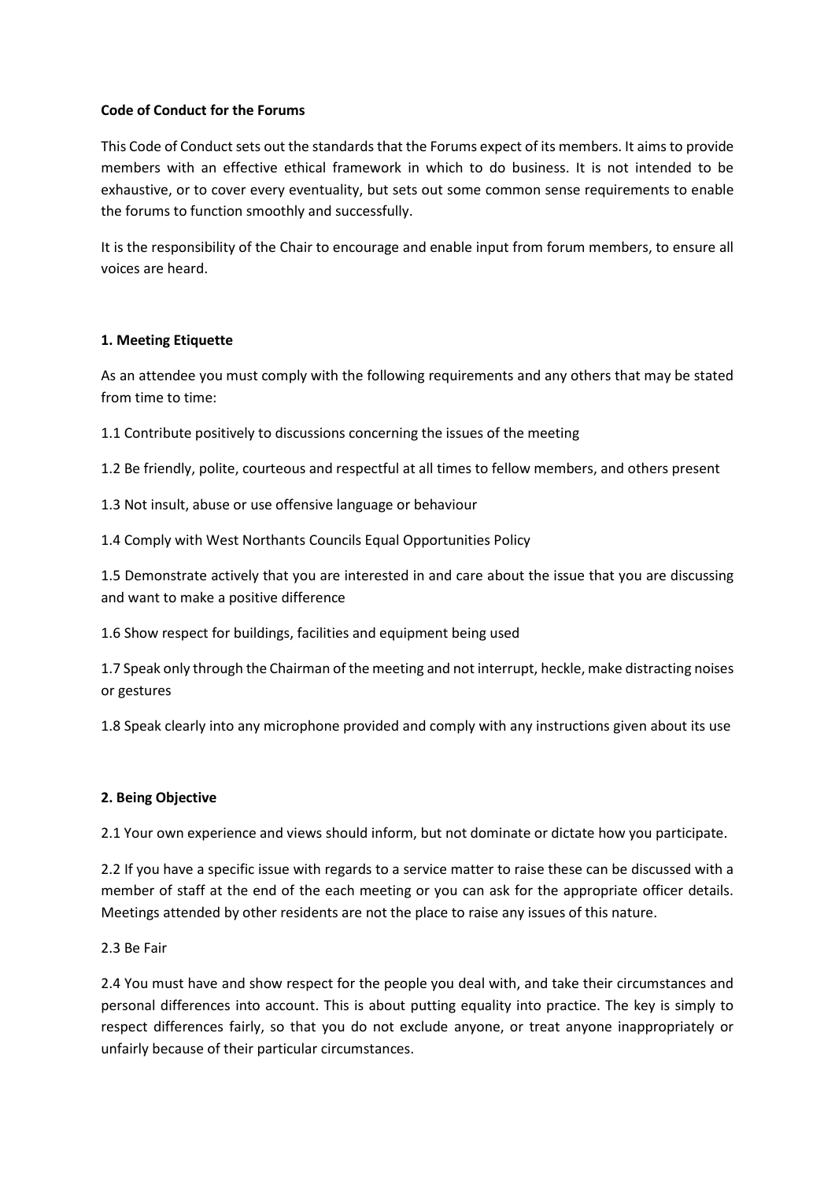**Code of Conduct for the Forums**

This Code of Conduct sets out the standards that the Forums expect of its members. It aims to provide members with an effective ethical framework in which to do business. It is not intended to be exhaustive, or to cover every eventuality, but sets out some common sense requirements to enable the forums to function smoothly and successfully.

It is the responsibility of the Chair to encourage and enable input from forum members, to ensure all voices are heard.

**1. Meeting Etiquette**

As an attendee you must comply with the following requirements and any others that may be stated from time to time:

1.1 Contribute positively to discussions concerning the issues of the meeting

1.2 Be friendly, polite, courteous and respectful at all times to fellow members, and others present

1.3 Not insult, abuse or use offensive language or behaviour

1.4 Comply with West Northants Councils Equal Opportunities Policy

1.5 Demonstrate actively that you are interested in and care about the issue that you are discussing and want to make a positive difference

1.6 Show respect for buildings, facilities and equipment being used

1.7 Speak only through the Chairman of the meeting and not interrupt, heckle, make distracting noises or gestures

1.8 Speak clearly into any microphone provided and comply with any instructions given about its use

**2. Being Objective**

2.1 Your own experience and views should inform, but not dominate or dictate how you participate.

2.2 If you have a specific issue with regards to a service matter to raise these can be discussed with a member of staff at the end of the each meeting or you can ask for the appropriate officer details. Meetings attended by other residents are not the place to raise any issues of this nature.

2.3 Be Fair

2.4 You must have and show respect for the people you deal with, and take their circumstances and personal differences into account. This is about putting equality into practice. The key is simply to respect differences fairly, so that you do not exclude anyone, or treat anyone inappropriately or unfairly because of their particular circumstances.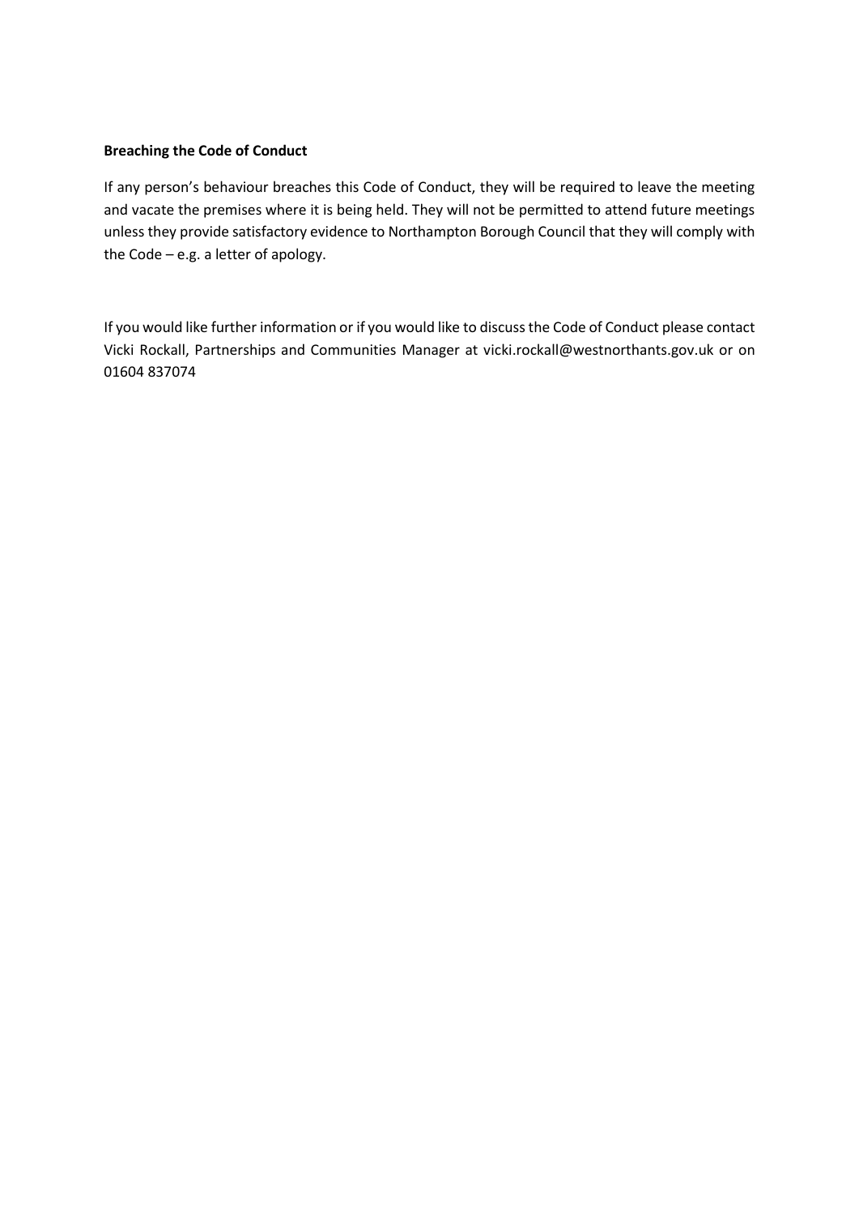**Breaching the Code of Conduct**

If any person's behaviour breaches this Code of Conduct, they will be required to leave the meeting and vacate the premises where it is being held. They will not be permitted to attend future meetings unless they provide satisfactory evidence to Northampton Borough Council that they will comply with the Code – e.g. a letter of apology.

If you would like further information or if you would like to discuss the Code of Conduct please contact Vicki Rockall, Partnerships and Communities Manager at vicki.rockall@westnorthants.gov.uk or on 01604 837074